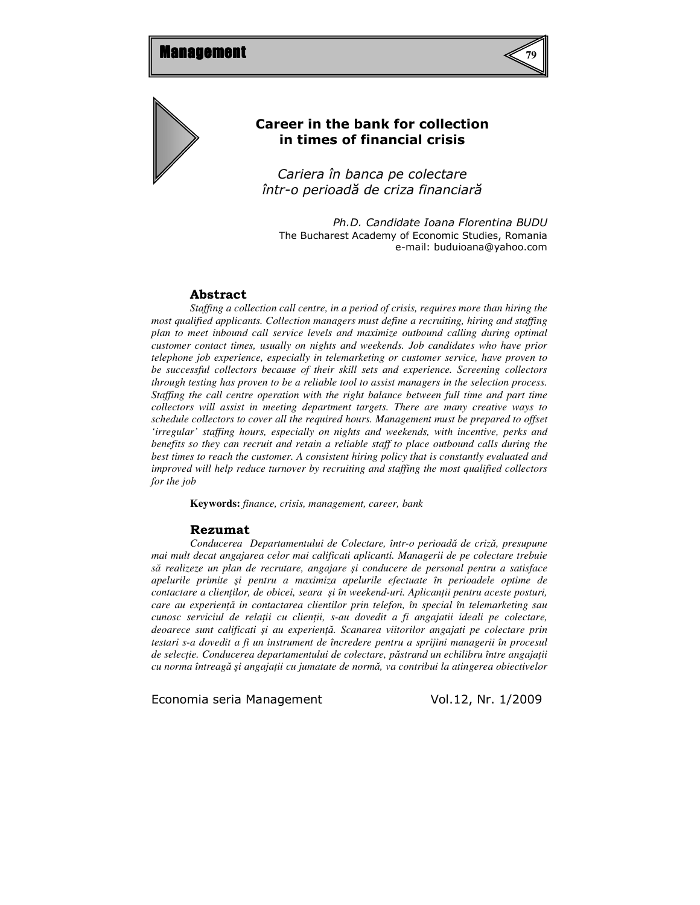# Career in the bank for collection in times of financial crisis

*Cariera în banca pe colectare într-o perioadă de criza financiară*

*Ph.D. Candidate Ioana Florentina BUDU*
The Bucharest Academy of Economic Studies, Romania
e-mail: buduioana@yahoo.com

## Abstract

*Staffing a collection call centre, in a period of crisis, requires more than hiring the most qualified applicants. Collection managers must define a recruiting, hiring and staffing plan to meet inbound call service levels and maximize outbound calling during optimal customer contact times, usually on nights and weekends. Job candidates who have prior telephone job experience, especially in telemarketing or customer service, have proven to be successful collectors because of their skill sets and experience. Screening collectors through testing has proven to be a reliable tool to assist managers in the selection process. Staffing the call centre operation with the right balance between full time and part time collectors will assist in meeting department targets. There are many creative ways to schedule collectors to cover all the required hours. Management must be prepared to offset 'irregular' staffing hours, especially on nights and weekends, with incentive, perks and benefits so they can recruit and retain a reliable staff to place outbound calls during the best times to reach the customer. A consistent hiring policy that is constantly evaluated and improved will help reduce turnover by recruiting and staffing the most qualified collectors for the job*

**Keywords:** *finance, crisis, management, career, bank*

## Rezumat

*Conducerea Departamentului de Colectare, într-o perioadă de criză, presupune mai mult decat angajarea celor mai calificati aplicanti. Managerii de pe colectare trebuie să realizeze un plan de recrutare, angajare şi conducere de personal pentru a satisface apelurile primite şi pentru a maximiza apelurile efectuate în perioadele optime de contactare a clienţilor, de obicei, seara şi în weekend-uri. Aplicanţii pentru aceste posturi, care au experienţă in contactarea clientilor prin telefon, în special în telemarketing sau cunosc serviciul de relaţii cu clienţii, s-au dovedit a fi angajatii ideali pe colectare, deoarece sunt calificati şi au experienţă. Scanarea viitorilor angajati pe colectare prin testari s-a dovedit a fi un instrument de încredere pentru a sprijini managerii în procesul de selecţie. Conducerea departamentului de colectare, păstrand un echilibru între angajaţii cu norma întreagă şi angajaţii cu jumatate de normă, va contribui la atingerea obiectivelor*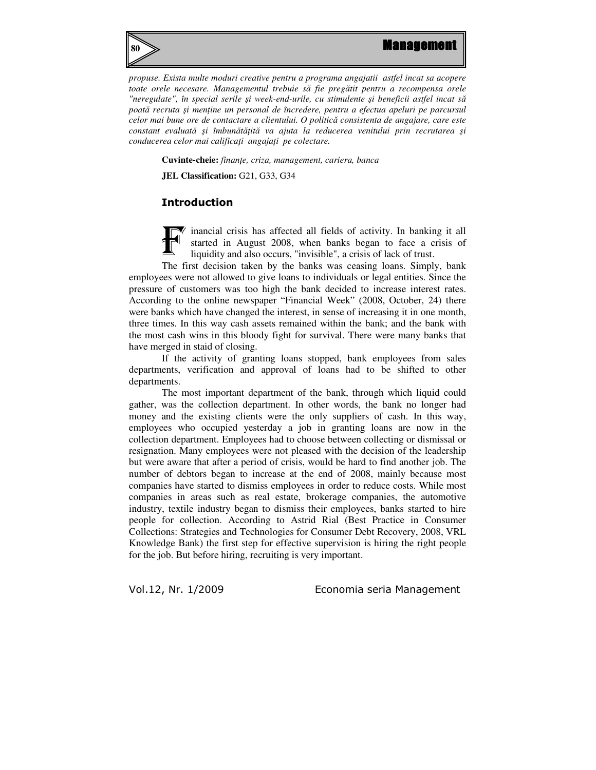*propuse. Exista multe moduri creative pentru a programa angajatii astfel incat sa acopere toate orele necesare. Managementul trebuie să fie pregătit pentru a recompensa orele "neregulate", în special serile şi week-end-urile, cu stimulente şi beneficii astfel incat să poată recruta şi menţine un personal de încredere, pentru a efectua apeluri pe parcursul celor mai bune ore de contactare a clientului. O politică consistenta de angajare, care este constant evaluată şi îmbunătăţită va ajuta la reducerea venitului prin recrutarea şi conducerea celor mai calificaţi angajaţi pe colectare.*

**Cuvinte-cheie:** *finanţe, criza, management, cariera, banca*

**JEL Classification:** G21, G33, G34

## Introduction

Financial crisis has affected all fields of activity. In banking it all started in August 2008, when banks began to face a crisis of liquidity and also occurs, "invisible", a crisis of lack of trust.

The first decision taken by the banks was ceasing loans. Simply, bank employees were not allowed to give loans to individuals or legal entities. Since the pressure of customers was too high the bank decided to increase interest rates. According to the online newspaper "Financial Week" (2008, October, 24) there were banks which have changed the interest, in sense of increasing it in one month, three times. In this way cash assets remained within the bank; and the bank with the most cash wins in this bloody fight for survival. There were many banks that have merged in staid of closing.

If the activity of granting loans stopped, bank employees from sales departments, verification and approval of loans had to be shifted to other departments.

The most important department of the bank, through which liquid could gather, was the collection department. In other words, the bank no longer had money and the existing clients were the only suppliers of cash. In this way, employees who occupied yesterday a job in granting loans are now in the collection department. Employees had to choose between collecting or dismissal or resignation. Many employees were not pleased with the decision of the leadership but were aware that after a period of crisis, would be hard to find another job. The number of debtors began to increase at the end of 2008, mainly because most companies have started to dismiss employees in order to reduce costs. While most companies in areas such as real estate, brokerage companies, the automotive industry, textile industry began to dismiss their employees, banks started to hire people for collection. According to Astrid Rial (Best Practice in Consumer Collections: Strategies and Technologies for Consumer Debt Recovery, 2008, VRL Knowledge Bank) the first step for effective supervision is hiring the right people for the job. But before hiring, recruiting is very important.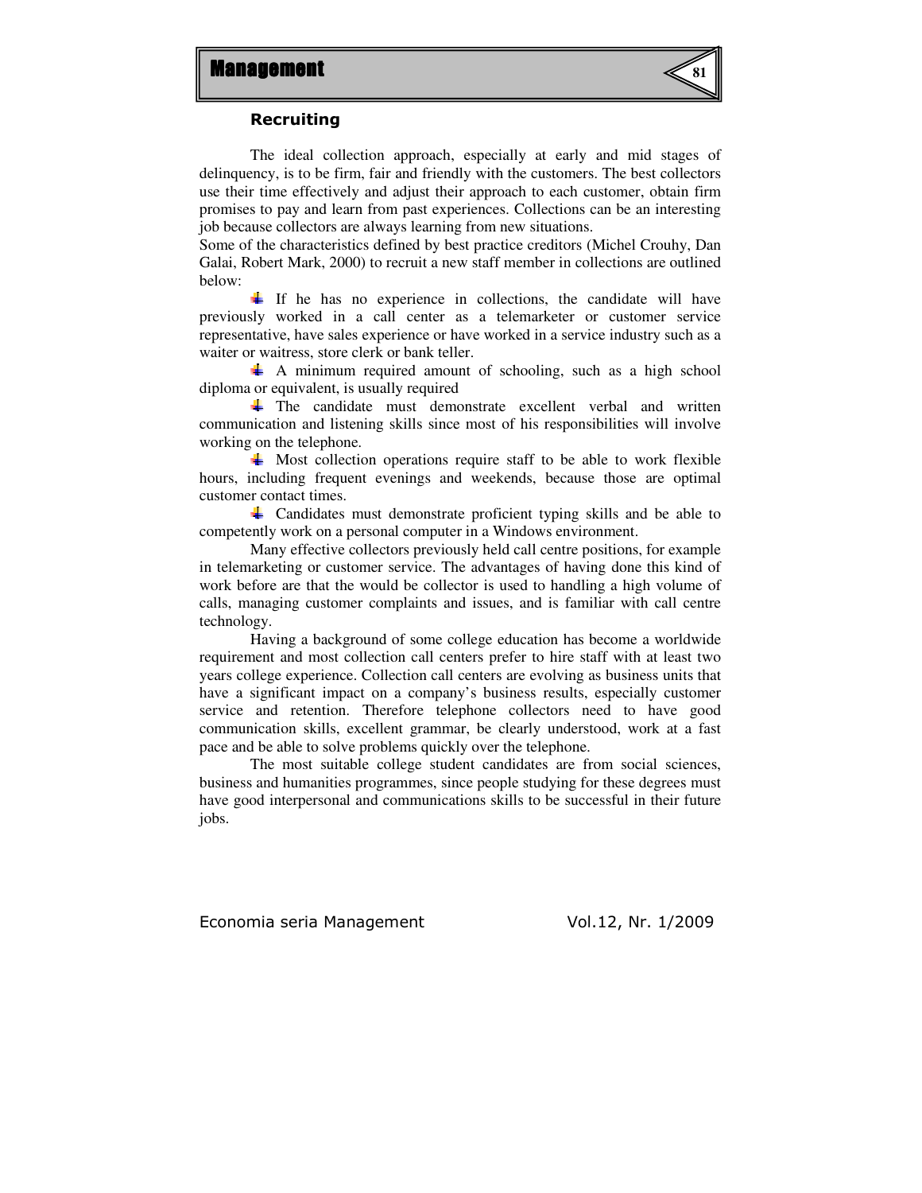### Recruiting

The ideal collection approach, especially at early and mid stages of delinquency, is to be firm, fair and friendly with the customers. The best collectors use their time effectively and adjust their approach to each customer, obtain firm promises to pay and learn from past experiences. Collections can be an interesting job because collectors are always learning from new situations.

Some of the characteristics defined by best practice creditors (Michel Crouhy, Dan Galai, Robert Mark, 2000) to recruit a new staff member in collections are outlined below:

- If he has no experience in collections, the candidate will have previously worked in a call center as a telemarketer or customer service representative, have sales experience or have worked in a service industry such as a waiter or waitress, store clerk or bank teller.
- A minimum required amount of schooling, such as a high school diploma or equivalent, is usually required
- The candidate must demonstrate excellent verbal and written communication and listening skills since most of his responsibilities will involve working on the telephone.
- Most collection operations require staff to be able to work flexible hours, including frequent evenings and weekends, because those are optimal customer contact times.
- Candidates must demonstrate proficient typing skills and be able to competently work on a personal computer in a Windows environment.

Many effective collectors previously held call centre positions, for example in telemarketing or customer service. The advantages of having done this kind of work before are that the would be collector is used to handling a high volume of calls, managing customer complaints and issues, and is familiar with call centre technology.

Having a background of some college education has become a worldwide requirement and most collection call centers prefer to hire staff with at least two years college experience. Collection call centers are evolving as business units that have a significant impact on a company's business results, especially customer service and retention. Therefore telephone collectors need to have good communication skills, excellent grammar, be clearly understood, work at a fast pace and be able to solve problems quickly over the telephone.

The most suitable college student candidates are from social sciences, business and humanities programmes, since people studying for these degrees must have good interpersonal and communications skills to be successful in their future jobs.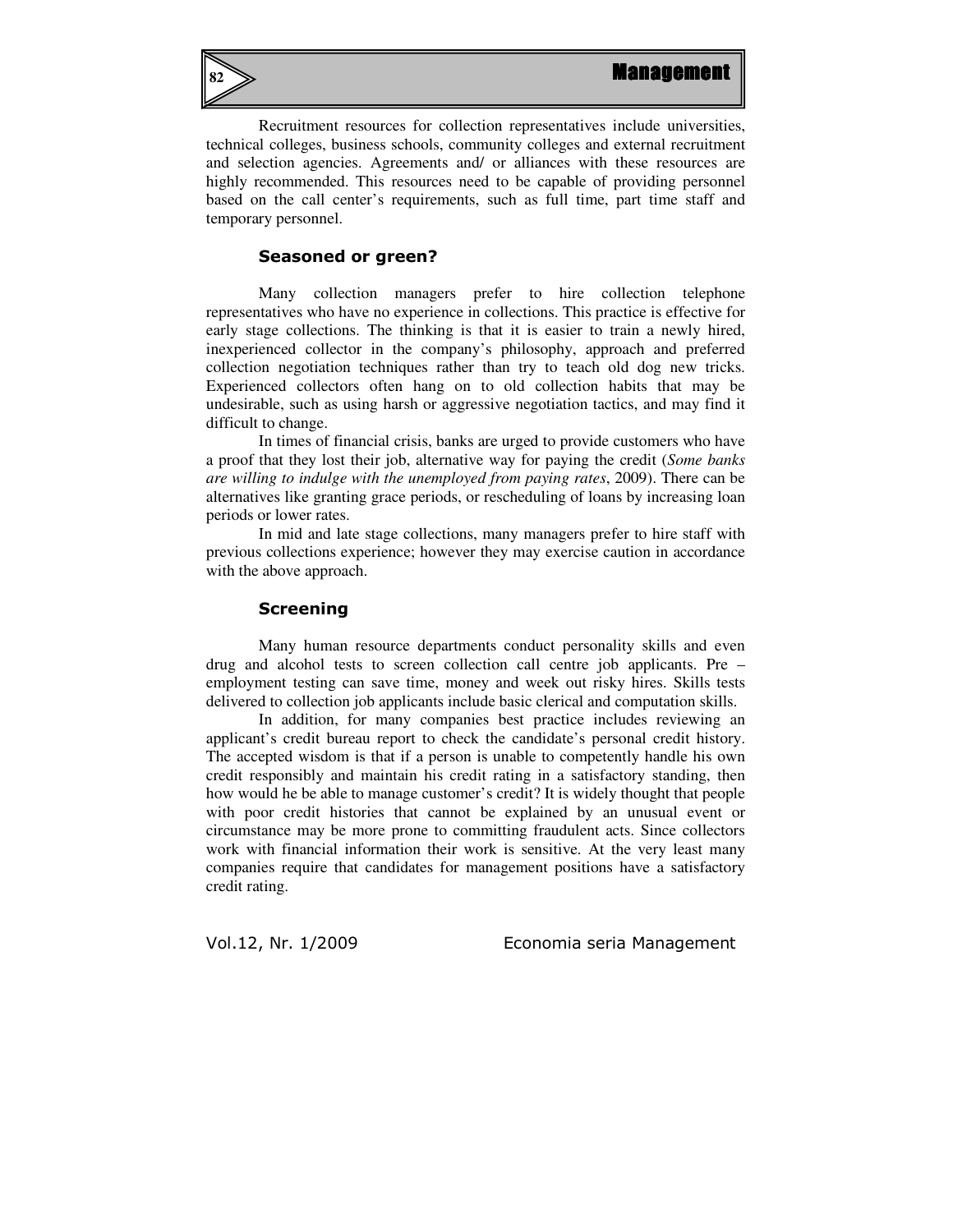Recruitment resources for collection representatives include universities, technical colleges, business schools, community colleges and external recruitment and selection agencies. Agreements and/ or alliances with these resources are highly recommended. This resources need to be capable of providing personnel based on the call center's requirements, such as full time, part time staff and temporary personnel.

## Seasoned or green?

Many collection managers prefer to hire collection telephone representatives who have no experience in collections. This practice is effective for early stage collections. The thinking is that it is easier to train a newly hired, inexperienced collector in the company's philosophy, approach and preferred collection negotiation techniques rather than try to teach old dog new tricks. Experienced collectors often hang on to old collection habits that may be undesirable, such as using harsh or aggressive negotiation tactics, and may find it difficult to change.

In times of financial crisis, banks are urged to provide customers who have a proof that they lost their job, alternative way for paying the credit (*Some banks are willing to indulge with the unemployed from paying rates*, 2009). There can be alternatives like granting grace periods, or rescheduling of loans by increasing loan periods or lower rates.

In mid and late stage collections, many managers prefer to hire staff with previous collections experience; however they may exercise caution in accordance with the above approach.

## Screening

Many human resource departments conduct personality skills and even drug and alcohol tests to screen collection call centre job applicants. Pre – employment testing can save time, money and week out risky hires. Skills tests delivered to collection job applicants include basic clerical and computation skills.

In addition, for many companies best practice includes reviewing an applicant's credit bureau report to check the candidate's personal credit history. The accepted wisdom is that if a person is unable to competently handle his own credit responsibly and maintain his credit rating in a satisfactory standing, then how would he be able to manage customer's credit? It is widely thought that people with poor credit histories that cannot be explained by an unusual event or circumstance may be more prone to committing fraudulent acts. Since collectors work with financial information their work is sensitive. At the very least many companies require that candidates for management positions have a satisfactory credit rating.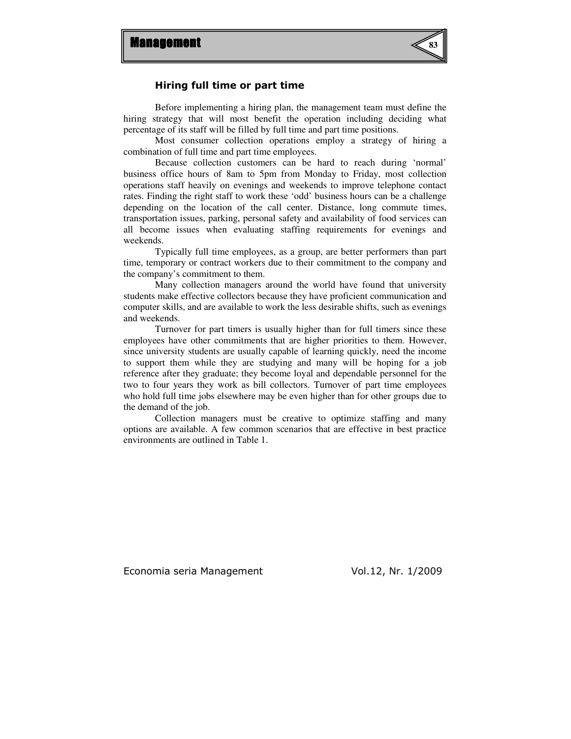### Hiring full time or part time

Before implementing a hiring plan, the management team must define the hiring strategy that will most benefit the operation including deciding what percentage of its staff will be filled by full time and part time positions.

Most consumer collection operations employ a strategy of hiring a combination of full time and part time employees.

Because collection customers can be hard to reach during 'normal' business office hours of 8am to 5pm from Monday to Friday, most collection operations staff heavily on evenings and weekends to improve telephone contact rates. Finding the right staff to work these 'odd' business hours can be a challenge depending on the location of the call center. Distance, long commute times, transportation issues, parking, personal safety and availability of food services can all become issues when evaluating staffing requirements for evenings and weekends.

Typically full time employees, as a group, are better performers than part time, temporary or contract workers due to their commitment to the company and the company's commitment to them.

Many collection managers around the world have found that university students make effective collectors because they have proficient communication and computer skills, and are available to work the less desirable shifts, such as evenings and weekends.

Turnover for part timers is usually higher than for full timers since these employees have other commitments that are higher priorities to them. However, since university students are usually capable of learning quickly, need the income to support them while they are studying and many will be hoping for a job reference after they graduate; they become loyal and dependable personnel for the two to four years they work as bill collectors. Turnover of part time employees who hold full time jobs elsewhere may be even higher than for other groups due to the demand of the job.

Collection managers must be creative to optimize staffing and many options are available. A few common scenarios that are effective in best practice environments are outlined in Table 1.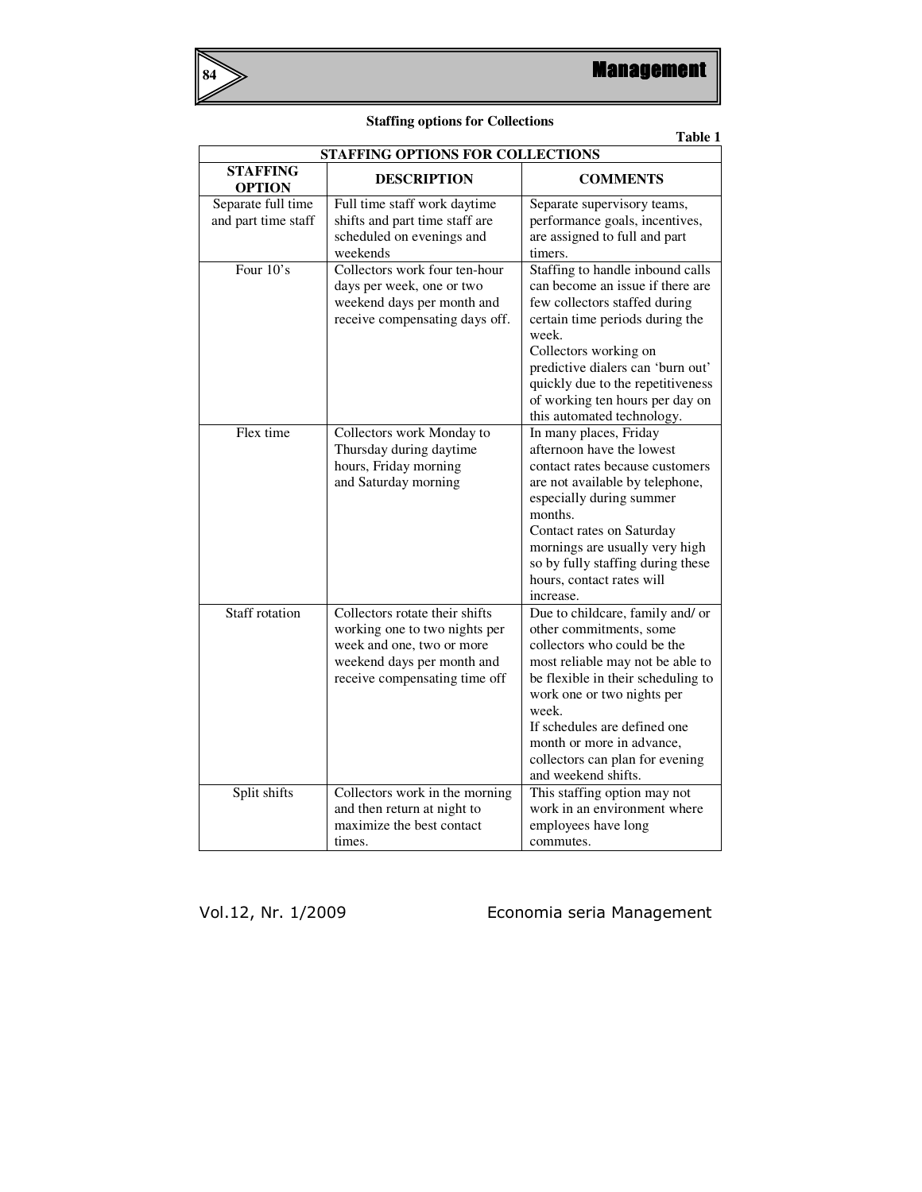**Staffing options for Collections**

**Table 1**

| STAFFING OPTIONS FOR COLLECTIONS | | |
|---|---|---|
| **STAFFING OPTION** | **DESCRIPTION** | **COMMENTS** |
| Separate full time and part time staff | Full time staff work daytime shifts and part time staff are scheduled on evenings and weekends | Separate supervisory teams, performance goals, incentives, are assigned to full and part timers. |
| Four 10's | Collectors work four ten-hour days per week, one or two weekend days per month and receive compensating days off. | Staffing to handle inbound calls can become an issue if there are few collectors staffed during certain time periods during the week. Collectors working on predictive dialers can 'burn out' quickly due to the repetitiveness of working ten hours per day on this automated technology. |
| Flex time | Collectors work Monday to Thursday during daytime hours, Friday morning and Saturday morning | In many places, Friday afternoon have the lowest contact rates because customers are not available by telephone, especially during summer months. Contact rates on Saturday mornings are usually very high so by fully staffing during these hours, contact rates will increase. |
| Staff rotation | Collectors rotate their shifts working one to two nights per week and one, two or more weekend days per month and receive compensating time off | Due to childcare, family and/ or other commitments, some collectors who could be the most reliable may not be able to be flexible in their scheduling to work one or two nights per week. If schedules are defined one month or more in advance, collectors can plan for evening and weekend shifts. |
| Split shifts | Collectors work in the morning and then return at night to maximize the best contact times. | This staffing option may not work in an environment where employees have long commutes. |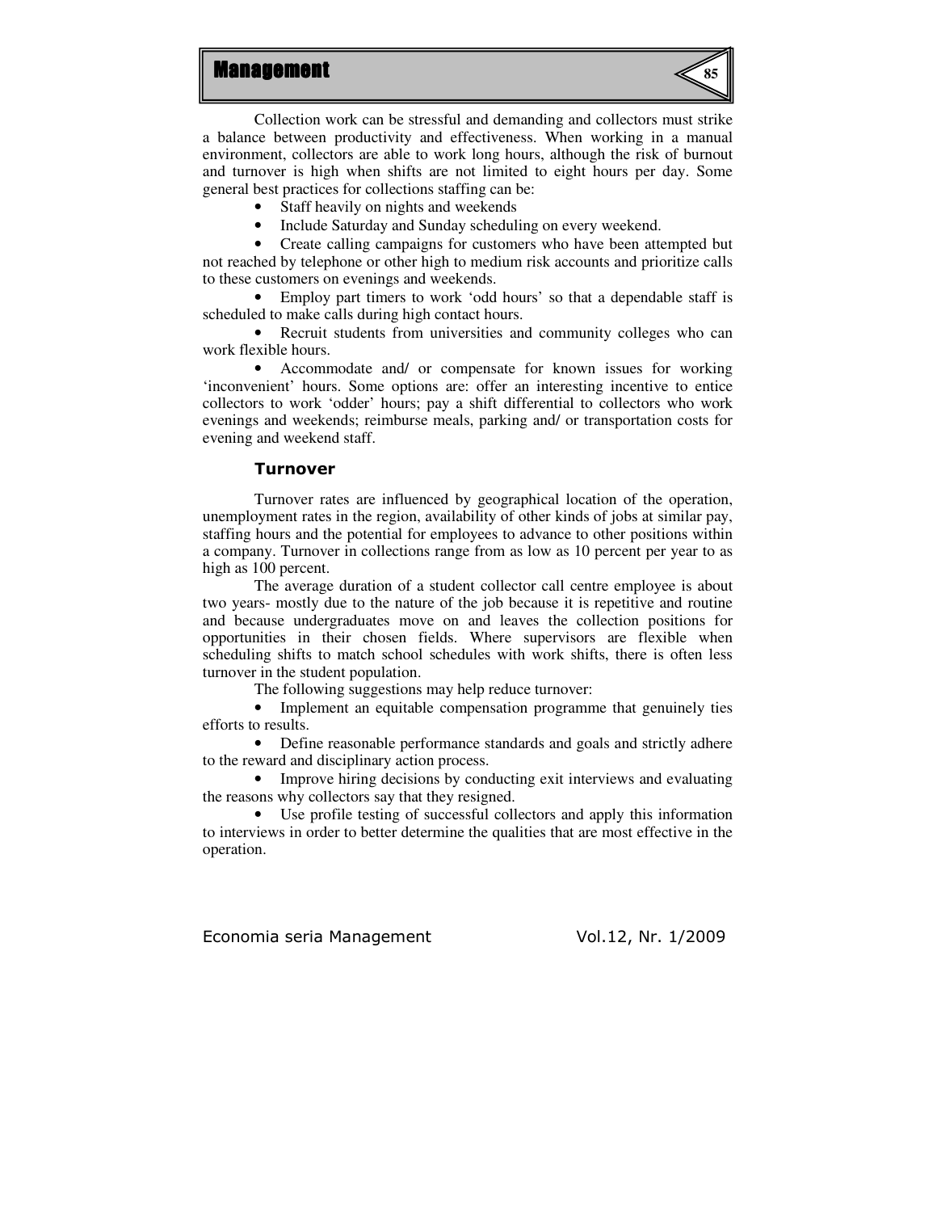Collection work can be stressful and demanding and collectors must strike a balance between productivity and effectiveness. When working in a manual environment, collectors are able to work long hours, although the risk of burnout and turnover is high when shifts are not limited to eight hours per day. Some general best practices for collections staffing can be:

- Staff heavily on nights and weekends
- Include Saturday and Sunday scheduling on every weekend.
- Create calling campaigns for customers who have been attempted but not reached by telephone or other high to medium risk accounts and prioritize calls to these customers on evenings and weekends.
- Employ part timers to work 'odd hours' so that a dependable staff is scheduled to make calls during high contact hours.
- Recruit students from universities and community colleges who can work flexible hours.
- Accommodate and/ or compensate for known issues for working 'inconvenient' hours. Some options are: offer an interesting incentive to entice collectors to work 'odder' hours; pay a shift differential to collectors who work evenings and weekends; reimburse meals, parking and/ or transportation costs for evening and weekend staff.

### Turnover

Turnover rates are influenced by geographical location of the operation, unemployment rates in the region, availability of other kinds of jobs at similar pay, staffing hours and the potential for employees to advance to other positions within a company. Turnover in collections range from as low as 10 percent per year to as high as 100 percent.

The average duration of a student collector call centre employee is about two years- mostly due to the nature of the job because it is repetitive and routine and because undergraduates move on and leaves the collection positions for opportunities in their chosen fields. Where supervisors are flexible when scheduling shifts to match school schedules with work shifts, there is often less turnover in the student population.

The following suggestions may help reduce turnover:

- Implement an equitable compensation programme that genuinely ties efforts to results.
- Define reasonable performance standards and goals and strictly adhere to the reward and disciplinary action process.
- Improve hiring decisions by conducting exit interviews and evaluating the reasons why collectors say that they resigned.
- Use profile testing of successful collectors and apply this information to interviews in order to better determine the qualities that are most effective in the operation.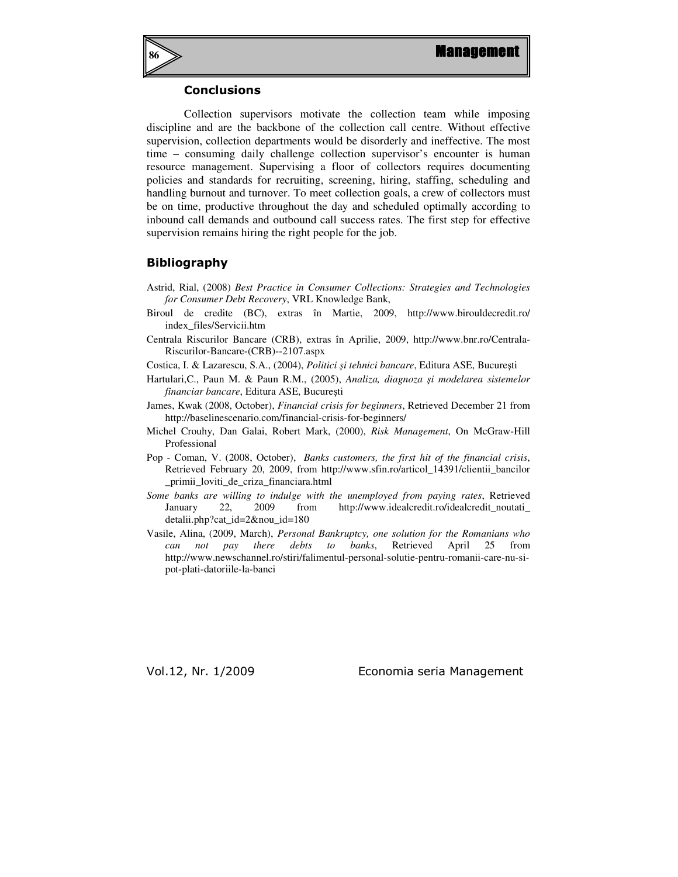## Conclusions

Collection supervisors motivate the collection team while imposing discipline and are the backbone of the collection call centre. Without effective supervision, collection departments would be disorderly and ineffective. The most time – consuming daily challenge collection supervisor's encounter is human resource management. Supervising a floor of collectors requires documenting policies and standards for recruiting, screening, hiring, staffing, scheduling and handling burnout and turnover. To meet collection goals, a crew of collectors must be on time, productive throughout the day and scheduled optimally according to inbound call demands and outbound call success rates. The first step for effective supervision remains hiring the right people for the job.

## Bibliography

Astrid, Rial, (2008) *Best Practice in Consumer Collections: Strategies and Technologies for Consumer Debt Recovery*, VRL Knowledge Bank,

Biroul de credite (BC), extras în Martie, 2009, http://www.birouldecredit.ro/index_files/Servicii.htm

Centrala Riscurilor Bancare (CRB), extras în Aprilie, 2009, http://www.bnr.ro/Centrala-Riscurilor-Bancare-(CRB)--2107.aspx

Costica, I. & Lazarescu, S.A., (2004), *Politici şi tehnici bancare*, Editura ASE, Bucureşti

Hartulari,C., Paun M. & Paun R.M., (2005), *Analiza, diagnoza şi modelarea sistemelor financiar bancare*, Editura ASE, Bucureşti

James, Kwak (2008, October), *Financial crisis for beginners*, Retrieved December 21 from http://baselinescenario.com/financial-crisis-for-beginners/

Michel Crouhy, Dan Galai, Robert Mark, (2000), *Risk Management*, On McGraw-Hill Professional

Pop - Coman, V. (2008, October), *Banks customers, the first hit of the financial crisis*, Retrieved February 20, 2009, from http://www.sfin.ro/articol_14391/clientii_bancilor_primii_loviti_de_criza_financiara.html

*Some banks are willing to indulge with the unemployed from paying rates*, Retrieved January 22, 2009 from http://www.idealcredit.ro/idealcredit_noutati_detalii.php?cat_id=2&nou_id=180

Vasile, Alina, (2009, March), *Personal Bankruptcy, one solution for the Romanians who can not pay there debts to banks*, Retrieved April 25 from http://www.newschannel.ro/stiri/falimentul-personal-solutie-pentru-romanii-care-nu-si-pot-plati-datoriile-la-banci